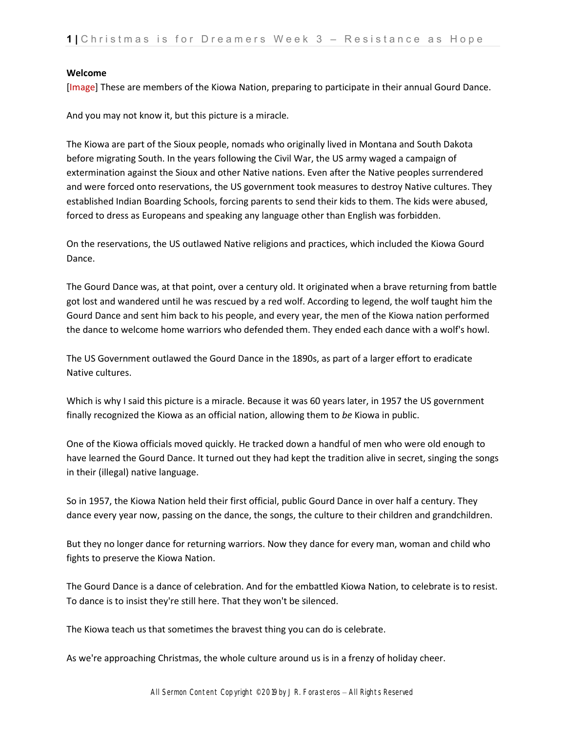**Welcome**

[Image] These are members of the Kiowa Nation, preparing to participate in their annual Gourd Dance.

And you may not know it, but this picture is a miracle.

The Kiowa are part of the Sioux people, nomads who originally lived in Montana and South Dakota before migrating South. In the years following the Civil War, the US army waged a campaign of extermination against the Sioux and other Native nations. Even after the Native peoples surrendered and were forced onto reservations, the US government took measures to destroy Native cultures. They established Indian Boarding Schools, forcing parents to send their kids to them. The kids were abused, forced to dress as Europeans and speaking any language other than English was forbidden.

On the reservations, the US outlawed Native religions and practices, which included the Kiowa Gourd Dance.

The Gourd Dance was, at that point, over a century old. It originated when a brave returning from battle got lost and wandered until he was rescued by a red wolf. According to legend, the wolf taught him the Gourd Dance and sent him back to his people, and every year, the men of the Kiowa nation performed the dance to welcome home warriors who defended them. They ended each dance with a wolf's howl.

The US Government outlawed the Gourd Dance in the 1890s, as part of a larger effort to eradicate Native cultures.

Which is why I said this picture is a miracle. Because it was 60 years later, in 1957 the US government finally recognized the Kiowa as an official nation, allowing them to *be* Kiowa in public.

One of the Kiowa officials moved quickly. He tracked down a handful of men who were old enough to have learned the Gourd Dance. It turned out they had kept the tradition alive in secret, singing the songs in their (illegal) native language.

So in 1957, the Kiowa Nation held their first official, public Gourd Dance in over half a century. They dance every year now, passing on the dance, the songs, the culture to their children and grandchildren.

But they no longer dance for returning warriors. Now they dance for every man, woman and child who fights to preserve the Kiowa Nation.

The Gourd Dance is a dance of celebration. And for the embattled Kiowa Nation, to celebrate is to resist. To dance is to insist they're still here. That they won't be silenced.

The Kiowa teach us that sometimes the bravest thing you can do is celebrate.

As we're approaching Christmas, the whole culture around us is in a frenzy of holiday cheer.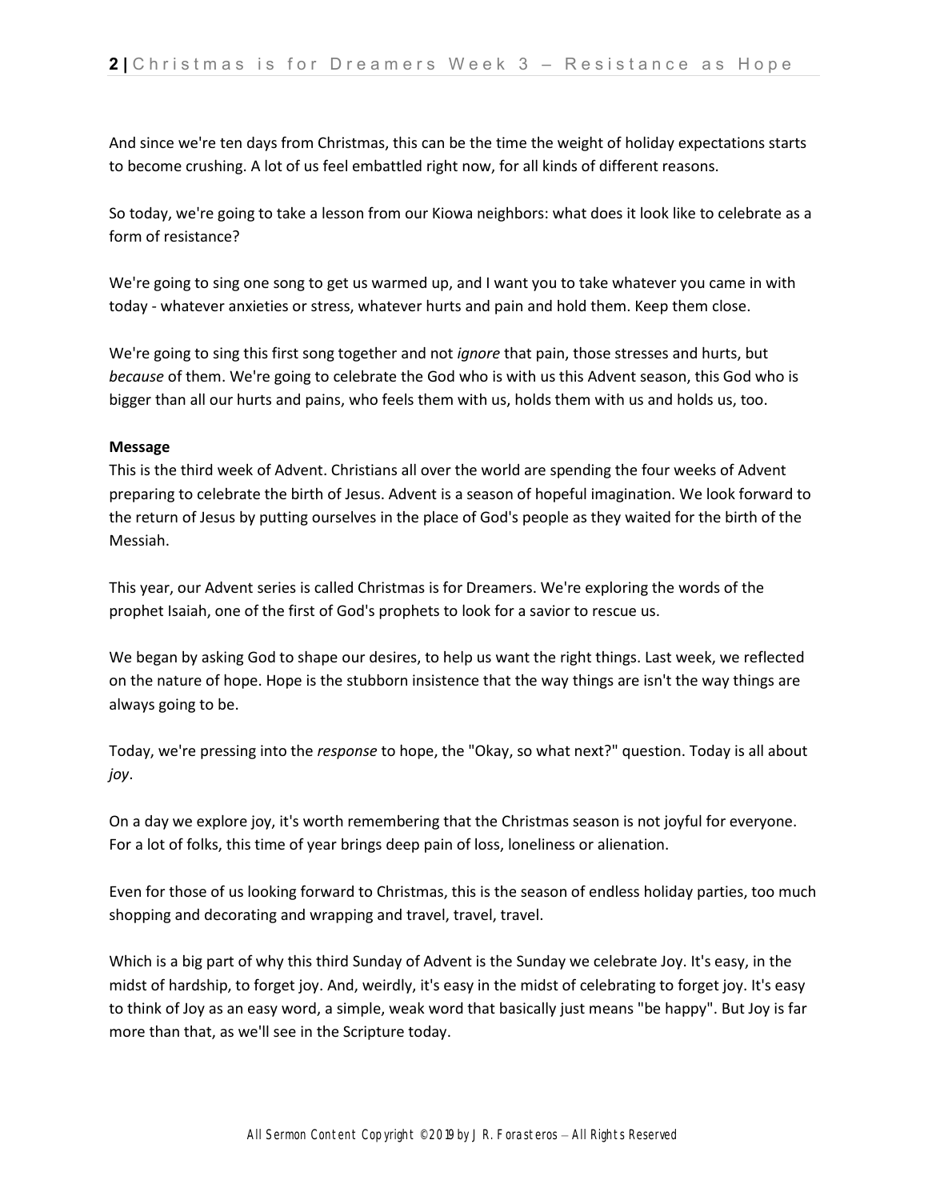And since we're ten days from Christmas, this can be the time the weight of holiday expectations starts to become crushing. A lot of us feel embattled right now, for all kinds of different reasons.

So today, we're going to take a lesson from our Kiowa neighbors: what does it look like to celebrate as a form of resistance?

We're going to sing one song to get us warmed up, and I want you to take whatever you came in with today - whatever anxieties or stress, whatever hurts and pain and hold them. Keep them close.

We're going to sing this first song together and not *ignore* that pain, those stresses and hurts, but *because* of them. We're going to celebrate the God who is with us this Advent season, this God who is bigger than all our hurts and pains, who feels them with us, holds them with us and holds us, too.

**Message**

This is the third week of Advent. Christians all over the world are spending the four weeks of Advent preparing to celebrate the birth of Jesus. Advent is a season of hopeful imagination. We look forward to the return of Jesus by putting ourselves in the place of God's people as they waited for the birth of the Messiah.

This year, our Advent series is called Christmas is for Dreamers. We're exploring the words of the prophet Isaiah, one of the first of God's prophets to look for a savior to rescue us.

We began by asking God to shape our desires, to help us want the right things. Last week, we reflected on the nature of hope. Hope is the stubborn insistence that the way things are isn't the way things are always going to be.

Today, we're pressing into the *response* to hope, the "Okay, so what next?" question. Today is all about *joy*.

On a day we explore joy, it's worth remembering that the Christmas season is not joyful for everyone. For a lot of folks, this time of year brings deep pain of loss, loneliness or alienation.

Even for those of us looking forward to Christmas, this is the season of endless holiday parties, too much shopping and decorating and wrapping and travel, travel, travel.

Which is a big part of why this third Sunday of Advent is the Sunday we celebrate Joy. It's easy, in the midst of hardship, to forget joy. And, weirdly, it's easy in the midst of celebrating to forget joy. It's easy to think of Joy as an easy word, a simple, weak word that basically just means "be happy". But Joy is far more than that, as we'll see in the Scripture today.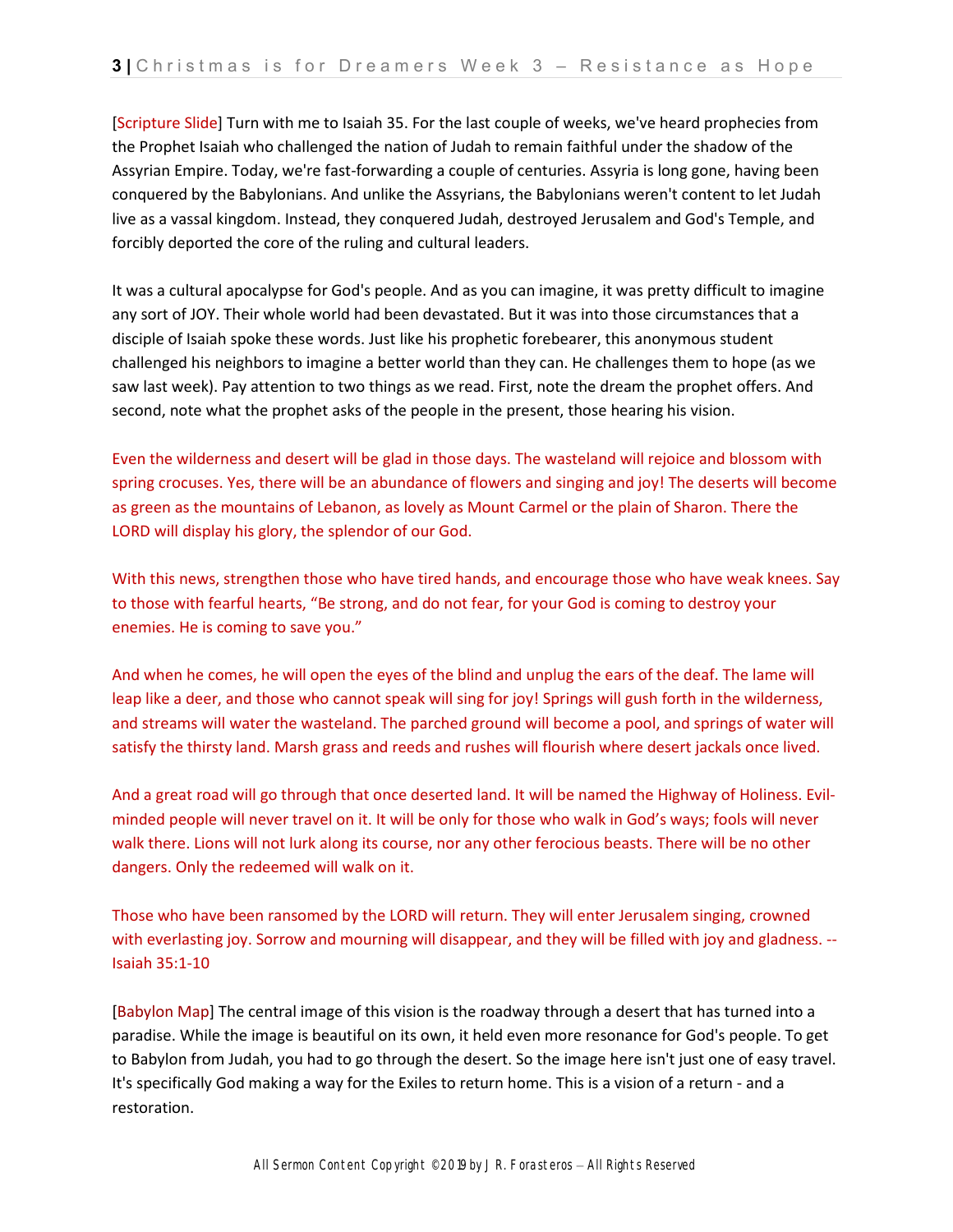[Scripture Slide] Turn with me to Isaiah 35. For the last couple of weeks, we've heard prophecies from the Prophet Isaiah who challenged the nation of Judah to remain faithful under the shadow of the Assyrian Empire. Today, we're fast-forwarding a couple of centuries. Assyria is long gone, having been conquered by the Babylonians. And unlike the Assyrians, the Babylonians weren't content to let Judah live as a vassal kingdom. Instead, they conquered Judah, destroyed Jerusalem and God's Temple, and forcibly deported the core of the ruling and cultural leaders.

It was a cultural apocalypse for God's people. And as you can imagine, it was pretty difficult to imagine any sort of JOY. Their whole world had been devastated. But it was into those circumstances that a disciple of Isaiah spoke these words. Just like his prophetic forebearer, this anonymous student challenged his neighbors to imagine a better world than they can. He challenges them to hope (as we saw last week). Pay attention to two things as we read. First, note the dream the prophet offers. And second, note what the prophet asks of the people in the present, those hearing his vision.

Even the wilderness and desert will be glad in those days. The wasteland will rejoice and blossom with spring crocuses. Yes, there will be an abundance of flowers and singing and joy! The deserts will become as green as the mountains of Lebanon, as lovely as Mount Carmel or the plain of Sharon. There the LORD will display his glory, the splendor of our God.

With this news, strengthen those who have tired hands, and encourage those who have weak knees. Say to those with fearful hearts, "Be strong, and do not fear, for your God is coming to destroy your enemies. He is coming to save you."

And when he comes, he will open the eyes of the blind and unplug the ears of the deaf. The lame will leap like a deer, and those who cannot speak will sing for joy! Springs will gush forth in the wilderness, and streams will water the wasteland. The parched ground will become a pool, and springs of water will satisfy the thirsty land. Marsh grass and reeds and rushes will flourish where desert jackals once lived.

And a great road will go through that once deserted land. It will be named the Highway of Holiness. Evil-minded people will never travel on it. It will be only for those who walk in God's ways; fools will never walk there. Lions will not lurk along its course, nor any other ferocious beasts. There will be no other dangers. Only the redeemed will walk on it.

Those who have been ransomed by the LORD will return. They will enter Jerusalem singing, crowned with everlasting joy. Sorrow and mourning will disappear, and they will be filled with joy and gladness. -- Isaiah 35:1-10

[Babylon Map] The central image of this vision is the roadway through a desert that has turned into a paradise. While the image is beautiful on its own, it held even more resonance for God's people. To get to Babylon from Judah, you had to go through the desert. So the image here isn't just one of easy travel. It's specifically God making a way for the Exiles to return home. This is a vision of a return - and a restoration.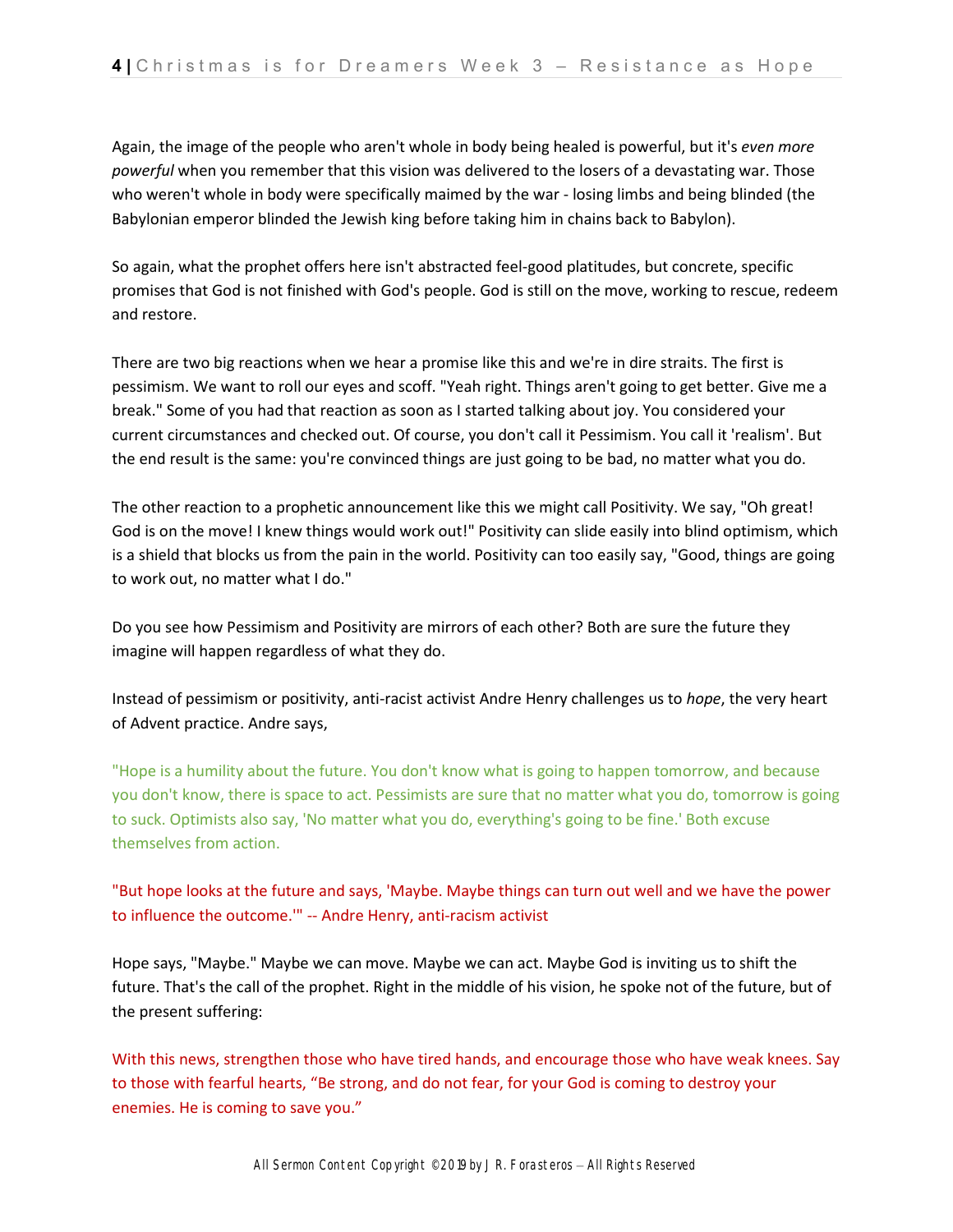Again, the image of the people who aren't whole in body being healed is powerful, but it's *even more powerful* when you remember that this vision was delivered to the losers of a devastating war. Those who weren't whole in body were specifically maimed by the war - losing limbs and being blinded (the Babylonian emperor blinded the Jewish king before taking him in chains back to Babylon).

So again, what the prophet offers here isn't abstracted feel-good platitudes, but concrete, specific promises that God is not finished with God's people. God is still on the move, working to rescue, redeem and restore.

There are two big reactions when we hear a promise like this and we're in dire straits. The first is pessimism. We want to roll our eyes and scoff. "Yeah right. Things aren't going to get better. Give me a break." Some of you had that reaction as soon as I started talking about joy. You considered your current circumstances and checked out. Of course, you don't call it Pessimism. You call it 'realism'. But the end result is the same: you're convinced things are just going to be bad, no matter what you do.

The other reaction to a prophetic announcement like this we might call Positivity. We say, "Oh great! God is on the move! I knew things would work out!" Positivity can slide easily into blind optimism, which is a shield that blocks us from the pain in the world. Positivity can too easily say, "Good, things are going to work out, no matter what I do."

Do you see how Pessimism and Positivity are mirrors of each other? Both are sure the future they imagine will happen regardless of what they do.

Instead of pessimism or positivity, anti-racist activist Andre Henry challenges us to *hope*, the very heart of Advent practice. Andre says,

"Hope is a humility about the future. You don't know what is going to happen tomorrow, and because you don't know, there is space to act. Pessimists are sure that no matter what you do, tomorrow is going to suck. Optimists also say, 'No matter what you do, everything's going to be fine.' Both excuse themselves from action.

"But hope looks at the future and says, 'Maybe. Maybe things can turn out well and we have the power to influence the outcome.'" -- Andre Henry, anti-racism activist

Hope says, "Maybe." Maybe we can move. Maybe we can act. Maybe God is inviting us to shift the future. That's the call of the prophet. Right in the middle of his vision, he spoke not of the future, but of the present suffering:

With this news, strengthen those who have tired hands, and encourage those who have weak knees. Say to those with fearful hearts, "Be strong, and do not fear, for your God is coming to destroy your enemies. He is coming to save you."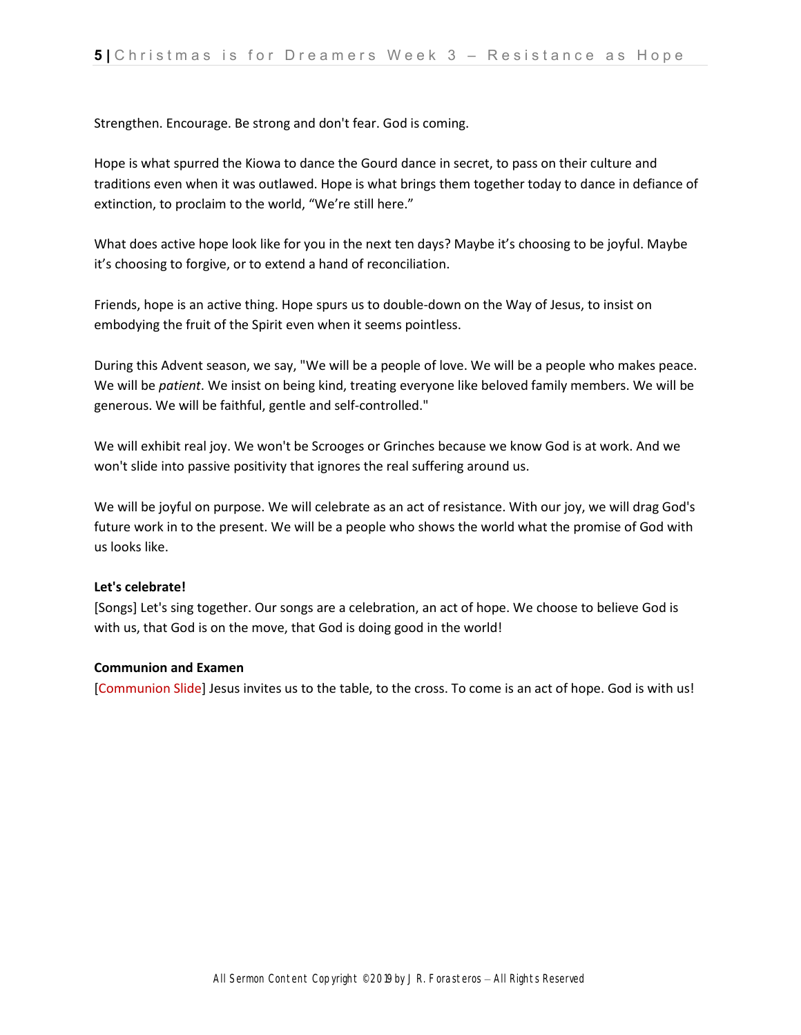Strengthen. Encourage. Be strong and don't fear. God is coming.

Hope is what spurred the Kiowa to dance the Gourd dance in secret, to pass on their culture and traditions even when it was outlawed. Hope is what brings them together today to dance in defiance of extinction, to proclaim to the world, “We’re still here.”

What does active hope look like for you in the next ten days? Maybe it’s choosing to be joyful. Maybe it’s choosing to forgive, or to extend a hand of reconciliation.

Friends, hope is an active thing. Hope spurs us to double-down on the Way of Jesus, to insist on embodying the fruit of the Spirit even when it seems pointless.

During this Advent season, we say, "We will be a people of love. We will be a people who makes peace. We will be *patient*. We insist on being kind, treating everyone like beloved family members. We will be generous. We will be faithful, gentle and self-controlled."

We will exhibit real joy. We won't be Scrooges or Grinches because we know God is at work. And we won't slide into passive positivity that ignores the real suffering around us.

We will be joyful on purpose. We will celebrate as an act of resistance. With our joy, we will drag God's future work in to the present. We will be a people who shows the world what the promise of God with us looks like.

**Let's celebrate!**

[Songs] Let's sing together. Our songs are a celebration, an act of hope. We choose to believe God is with us, that God is on the move, that God is doing good in the world!

**Communion and Examen**

[Communion Slide] Jesus invites us to the table, to the cross. To come is an act of hope. God is with us!